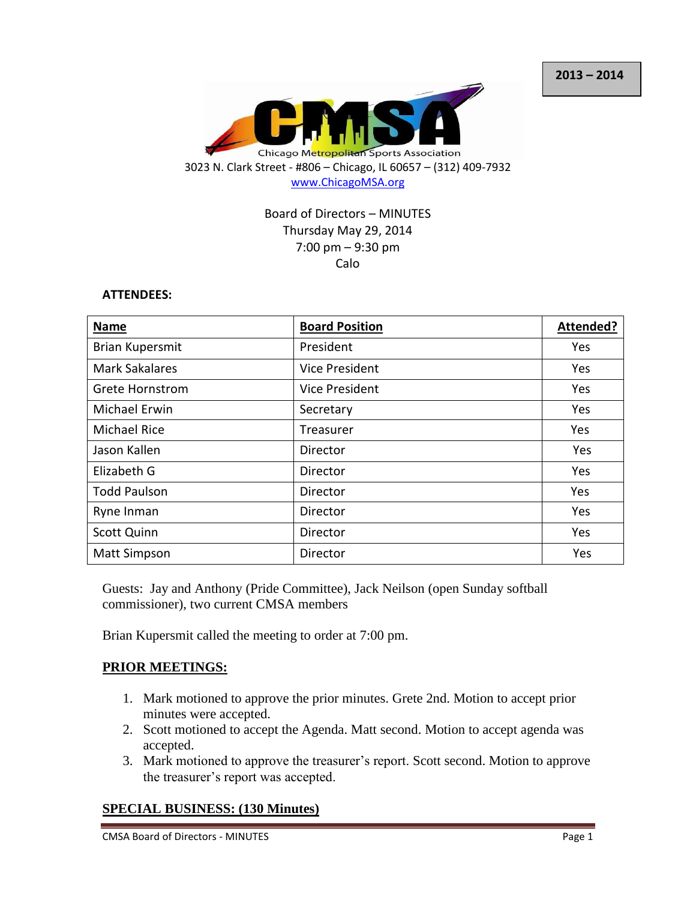2013 – 2014

Chicago Metropolitan Sports Association

3023 N. Clark Street - #806 – Chicago, IL 60657 – (312) 409-7932
www.ChicagoMSA.org

Board of Directors – MINUTES
Thursday May 29, 2014
7:00 pm – 9:30 pm
Calo

**ATTENDEES:**

| Name | Board Position | Attended? |
|---|---|---|
| Brian Kupersmit | President | Yes |
| Mark Sakalares | Vice President | Yes |
| Grete Hornstrom | Vice President | Yes |
| Michael Erwin | Secretary | Yes |
| Michael Rice | Treasurer | Yes |
| Jason Kallen | Director | Yes |
| Elizabeth G | Director | Yes |
| Todd Paulson | Director | Yes |
| Ryne Inman | Director | Yes |
| Scott Quinn | Director | Yes |
| Matt Simpson | Director | Yes |

Guests: Jay and Anthony (Pride Committee), Jack Neilson (open Sunday softball commissioner), two current CMSA members

Brian Kupersmit called the meeting to order at 7:00 pm.

## PRIOR MEETINGS:

1. Mark motioned to approve the prior minutes. Grete 2nd. Motion to accept prior minutes were accepted.
2. Scott motioned to accept the Agenda. Matt second. Motion to accept agenda was accepted.
3. Mark motioned to approve the treasurer's report. Scott second. Motion to approve the treasurer's report was accepted.

## SPECIAL BUSINESS: (130 Minutes)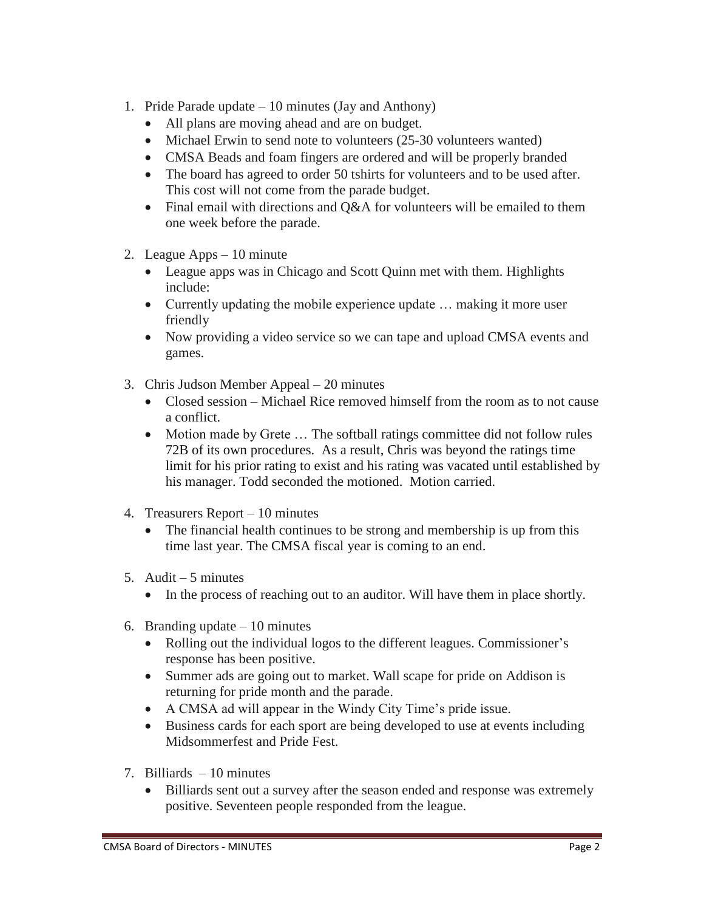1. Pride Parade update – 10 minutes (Jay and Anthony)
   - All plans are moving ahead and are on budget.
   - Michael Erwin to send note to volunteers (25-30 volunteers wanted)
   - CMSA Beads and foam fingers are ordered and will be properly branded
   - The board has agreed to order 50 tshirts for volunteers and to be used after. This cost will not come from the parade budget.
   - Final email with directions and Q&A for volunteers will be emailed to them one week before the parade.
2. League Apps – 10 minute
   - League apps was in Chicago and Scott Quinn met with them. Highlights include:
   - Currently updating the mobile experience update … making it more user friendly
   - Now providing a video service so we can tape and upload CMSA events and games.
3. Chris Judson Member Appeal – 20 minutes
   - Closed session – Michael Rice removed himself from the room as to not cause a conflict.
   - Motion made by Grete … The softball ratings committee did not follow rules 72B of its own procedures. As a result, Chris was beyond the ratings time limit for his prior rating to exist and his rating was vacated until established by his manager. Todd seconded the motioned. Motion carried.
4. Treasurers Report – 10 minutes
   - The financial health continues to be strong and membership is up from this time last year. The CMSA fiscal year is coming to an end.
5. Audit – 5 minutes
   - In the process of reaching out to an auditor. Will have them in place shortly.
6. Branding update – 10 minutes
   - Rolling out the individual logos to the different leagues. Commissioner's response has been positive.
   - Summer ads are going out to market. Wall scape for pride on Addison is returning for pride month and the parade.
   - A CMSA ad will appear in the Windy City Time's pride issue.
   - Business cards for each sport are being developed to use at events including Midsommerfest and Pride Fest.
7. Billiards – 10 minutes
   - Billiards sent out a survey after the season ended and response was extremely positive. Seventeen people responded from the league.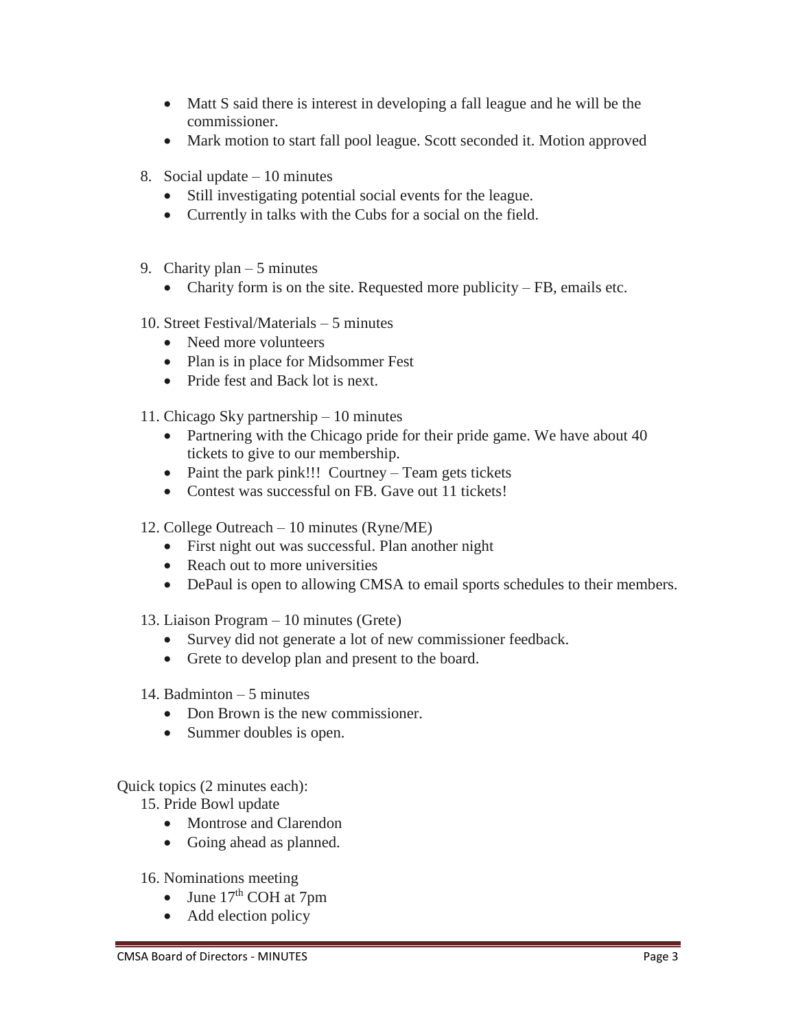- Matt S said there is interest in developing a fall league and he will be the commissioner.
- Mark motion to start fall pool league. Scott seconded it. Motion approved

8. Social update – 10 minutes
   - Still investigating potential social events for the league.
   - Currently in talks with the Cubs for a social on the field.

9. Charity plan – 5 minutes
   - Charity form is on the site. Requested more publicity – FB, emails etc.

10. Street Festival/Materials – 5 minutes
    - Need more volunteers
    - Plan is in place for Midsommer Fest
    - Pride fest and Back lot is next.

11. Chicago Sky partnership – 10 minutes
    - Partnering with the Chicago pride for their pride game. We have about 40 tickets to give to our membership.
    - Paint the park pink!!! Courtney – Team gets tickets
    - Contest was successful on FB. Gave out 11 tickets!

12. College Outreach – 10 minutes (Ryne/ME)
    - First night out was successful. Plan another night
    - Reach out to more universities
    - DePaul is open to allowing CMSA to email sports schedules to their members.

13. Liaison Program – 10 minutes (Grete)
    - Survey did not generate a lot of new commissioner feedback.
    - Grete to develop plan and present to the board.

14. Badminton – 5 minutes
    - Don Brown is the new commissioner.
    - Summer doubles is open.

Quick topics (2 minutes each):

15. Pride Bowl update
    - Montrose and Clarendon
    - Going ahead as planned.

16. Nominations meeting
    - June 17th COH at 7pm
    - Add election policy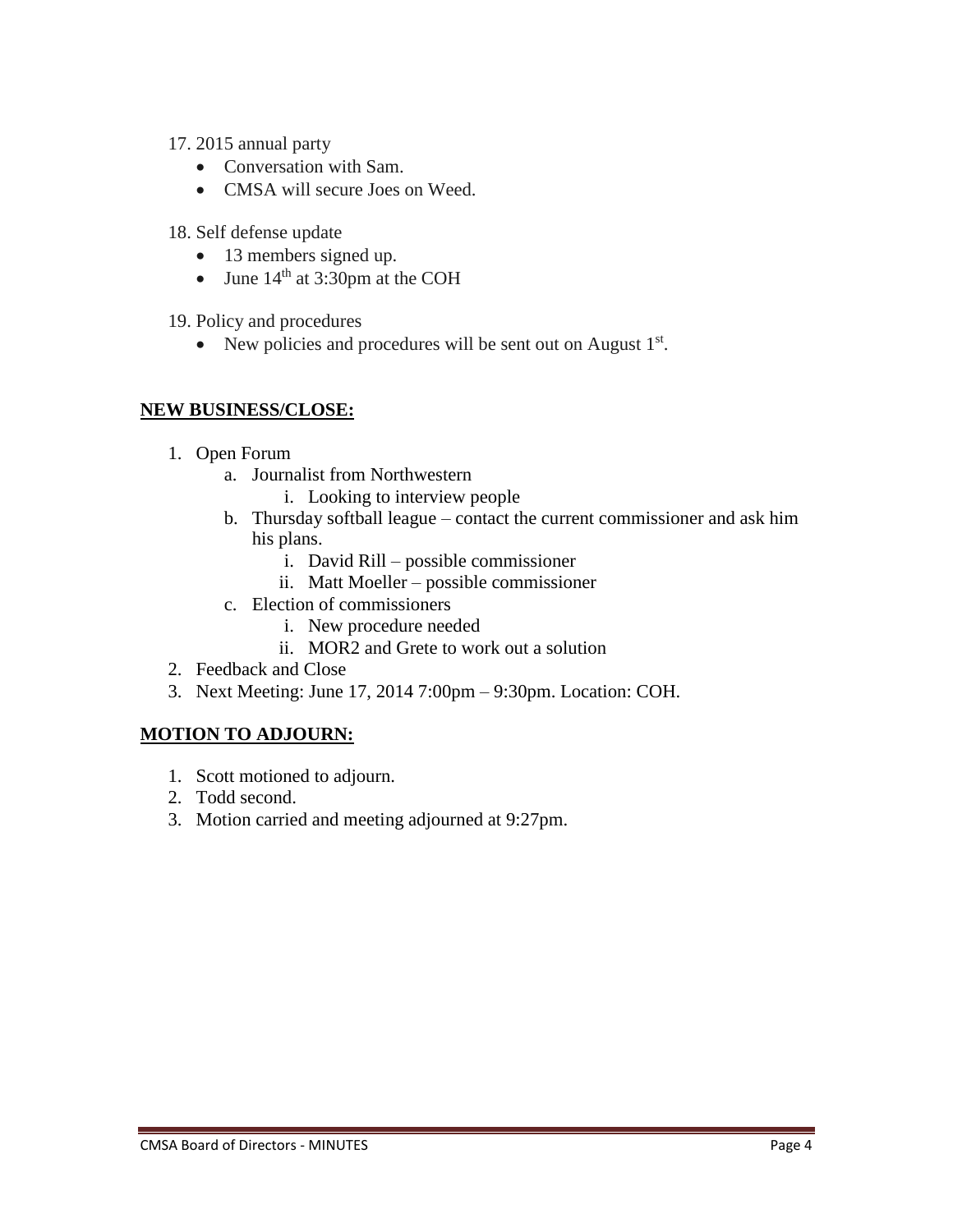17. 2015 annual party
    - Conversation with Sam.
    - CMSA will secure Joes on Weed.

18. Self defense update
    - 13 members signed up.
    - June 14th at 3:30pm at the COH

19. Policy and procedures
    - New policies and procedures will be sent out on August 1st.

**NEW BUSINESS/CLOSE:**

1. Open Forum
    a. Journalist from Northwestern
        i. Looking to interview people
    b. Thursday softball league – contact the current commissioner and ask him his plans.
        i. David Rill – possible commissioner
        ii. Matt Moeller – possible commissioner
    c. Election of commissioners
        i. New procedure needed
        ii. MOR2 and Grete to work out a solution
2. Feedback and Close
3. Next Meeting: June 17, 2014 7:00pm – 9:30pm. Location: COH.

**MOTION TO ADJOURN:**

1. Scott motioned to adjourn.
2. Todd second.
3. Motion carried and meeting adjourned at 9:27pm.